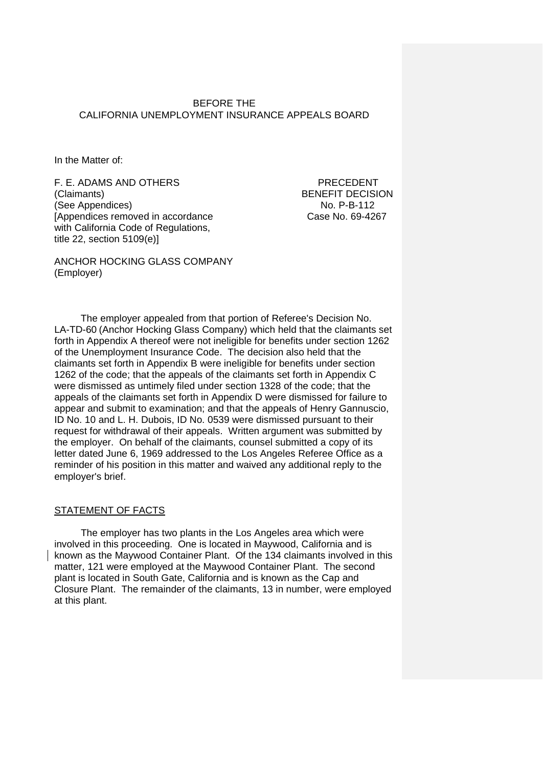BEFORE THE
CALIFORNIA UNEMPLOYMENT INSURANCE APPEALS BOARD

In the Matter of:

F. E. ADAMS AND OTHERS
(Claimants)
(See Appendices)
[Appendices removed in accordance with California Code of Regulations, title 22, section 5109(e)]

PRECEDENT
BENEFIT DECISION
No. P-B-112
Case No. 69-4267

ANCHOR HOCKING GLASS COMPANY
(Employer)

The employer appealed from that portion of Referee's Decision No. LA-TD-60 (Anchor Hocking Glass Company) which held that the claimants set forth in Appendix A thereof were not ineligible for benefits under section 1262 of the Unemployment Insurance Code. The decision also held that the claimants set forth in Appendix B were ineligible for benefits under section 1262 of the code; that the appeals of the claimants set forth in Appendix C were dismissed as untimely filed under section 1328 of the code; that the appeals of the claimants set forth in Appendix D were dismissed for failure to appear and submit to examination; and that the appeals of Henry Gannuscio, ID No. 10 and L. H. Dubois, ID No. 0539 were dismissed pursuant to their request for withdrawal of their appeals. Written argument was submitted by the employer. On behalf of the claimants, counsel submitted a copy of its letter dated June 6, 1969 addressed to the Los Angeles Referee Office as a reminder of his position in this matter and waived any additional reply to the employer's brief.

## STATEMENT OF FACTS

The employer has two plants in the Los Angeles area which were involved in this proceeding. One is located in Maywood, California and is known as the Maywood Container Plant. Of the 134 claimants involved in this matter, 121 were employed at the Maywood Container Plant. The second plant is located in South Gate, California and is known as the Cap and Closure Plant. The remainder of the claimants, 13 in number, were employed at this plant.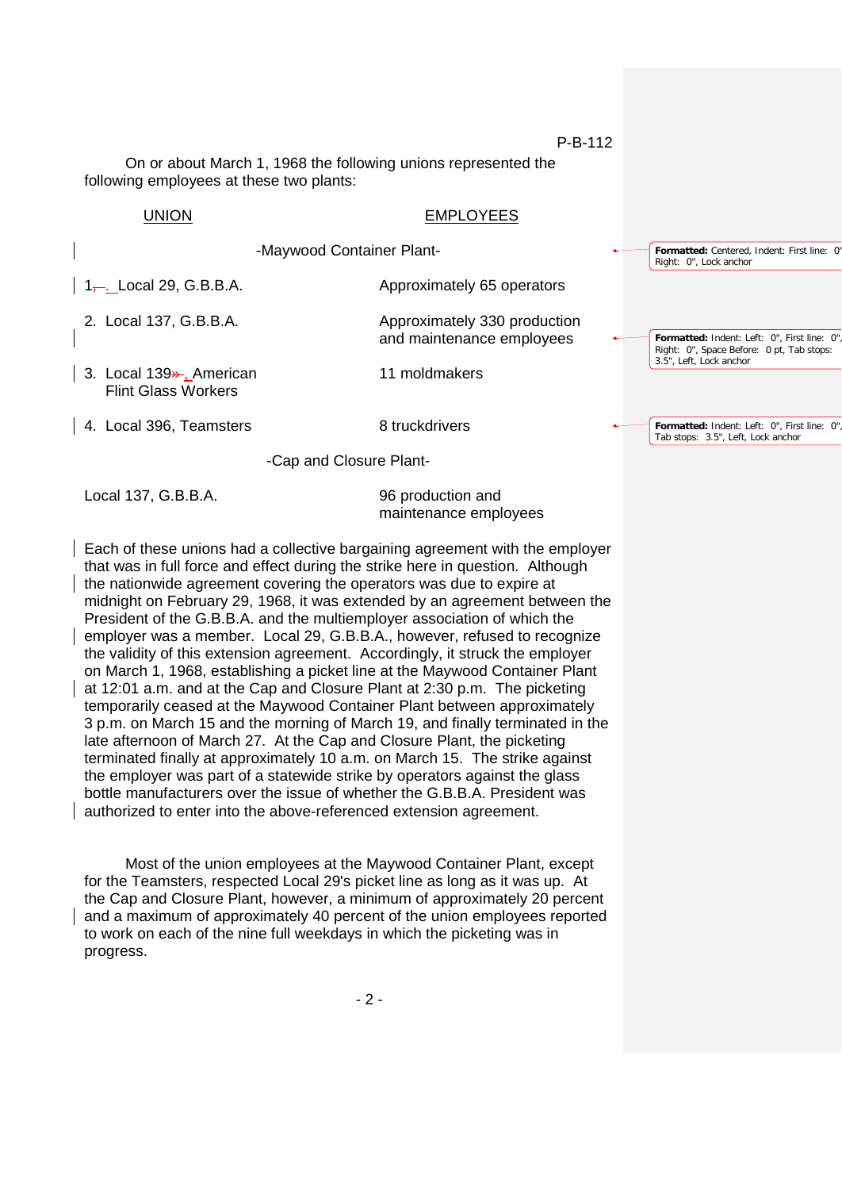On or about March 1, 1968 the following unions represented the following employees at these two plants:

| UNION | EMPLOYEES |
|---|---|
| -Maywood Container Plant- | |
| 1. Local 29, G.B.B.A. | Approximately 65 operators |
| 2. Local 137, G.B.B.A. | Approximately 330 production and maintenance employees |
| 3. Local 139, American Flint Glass Workers | 11 moldmakers |
| 4. Local 396, Teamsters | 8 truckdrivers |
| -Cap and Closure Plant- | |
| Local 137, G.B.B.A. | 96 production and maintenance employees |

Each of these unions had a collective bargaining agreement with the employer that was in full force and effect during the strike here in question. Although the nationwide agreement covering the operators was due to expire at midnight on February 29, 1968, it was extended by an agreement between the President of the G.B.B.A. and the multiemployer association of which the employer was a member. Local 29, G.B.B.A., however, refused to recognize the validity of this extension agreement. Accordingly, it struck the employer on March 1, 1968, establishing a picket line at the Maywood Container Plant at 12:01 a.m. and at the Cap and Closure Plant at 2:30 p.m. The picketing temporarily ceased at the Maywood Container Plant between approximately 3 p.m. on March 15 and the morning of March 19, and finally terminated in the late afternoon of March 27. At the Cap and Closure Plant, the picketing terminated finally at approximately 10 a.m. on March 15. The strike against the employer was part of a statewide strike by operators against the glass bottle manufacturers over the issue of whether the G.B.B.A. President was authorized to enter into the above-referenced extension agreement.

Most of the union employees at the Maywood Container Plant, except for the Teamsters, respected Local 29's picket line as long as it was up. At the Cap and Closure Plant, however, a minimum of approximately 20 percent and a maximum of approximately 40 percent of the union employees reported to work on each of the nine full weekdays in which the picketing was in progress.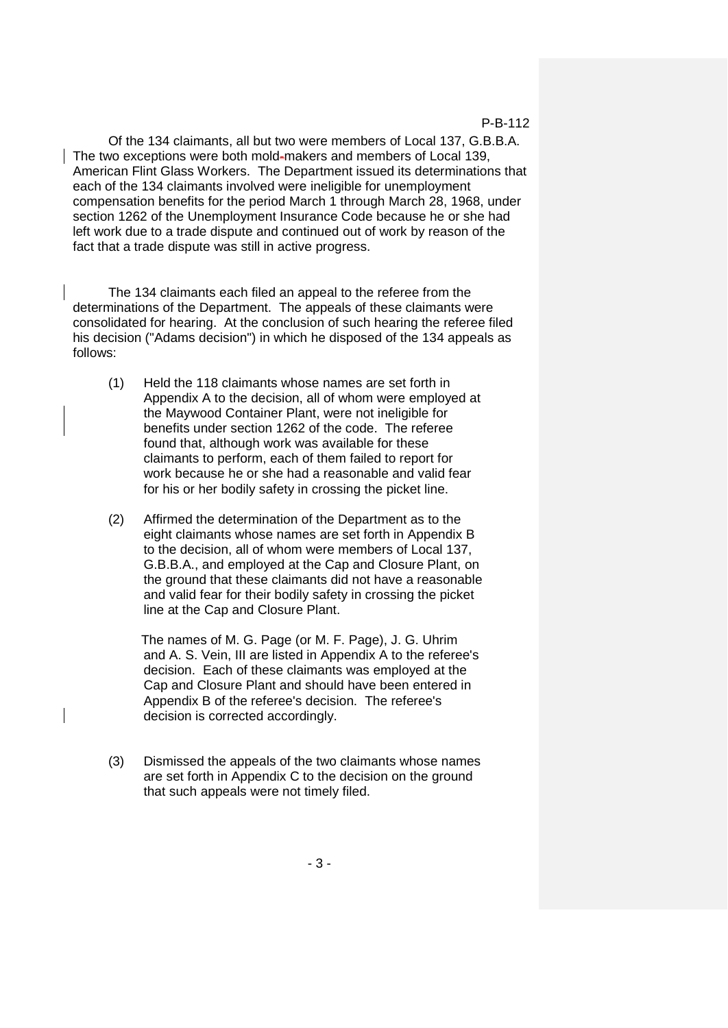Of the 134 claimants, all but two were members of Local 137, G.B.B.A. The two exceptions were both mold-makers and members of Local 139, American Flint Glass Workers. The Department issued its determinations that each of the 134 claimants involved were ineligible for unemployment compensation benefits for the period March 1 through March 28, 1968, under section 1262 of the Unemployment Insurance Code because he or she had left work due to a trade dispute and continued out of work by reason of the fact that a trade dispute was still in active progress.

The 134 claimants each filed an appeal to the referee from the determinations of the Department. The appeals of these claimants were consolidated for hearing. At the conclusion of such hearing the referee filed his decision ("Adams decision") in which he disposed of the 134 appeals as follows:

(1) Held the 118 claimants whose names are set forth in Appendix A to the decision, all of whom were employed at the Maywood Container Plant, were not ineligible for benefits under section 1262 of the code. The referee found that, although work was available for these claimants to perform, each of them failed to report for work because he or she had a reasonable and valid fear for his or her bodily safety in crossing the picket line.

(2) Affirmed the determination of the Department as to the eight claimants whose names are set forth in Appendix B to the decision, all of whom were members of Local 137, G.B.B.A., and employed at the Cap and Closure Plant, on the ground that these claimants did not have a reasonable and valid fear for their bodily safety in crossing the picket line at the Cap and Closure Plant.

The names of M. G. Page (or M. F. Page), J. G. Uhrim and A. S. Vein, III are listed in Appendix A to the referee's decision. Each of these claimants was employed at the Cap and Closure Plant and should have been entered in Appendix B of the referee's decision. The referee's decision is corrected accordingly.

(3) Dismissed the appeals of the two claimants whose names are set forth in Appendix C to the decision on the ground that such appeals were not timely filed.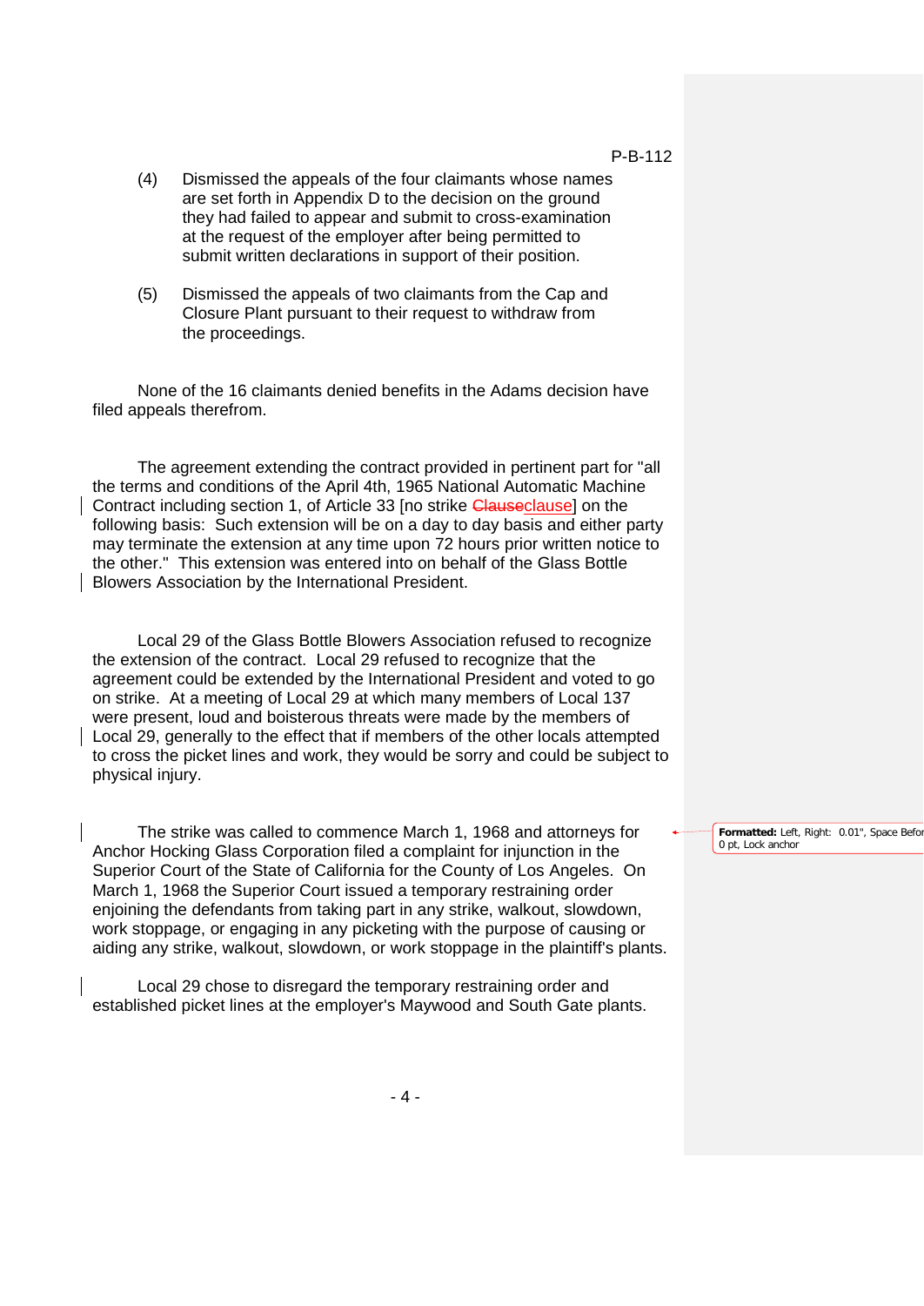(4) Dismissed the appeals of the four claimants whose names are set forth in Appendix D to the decision on the ground they had failed to appear and submit to cross-examination at the request of the employer after being permitted to submit written declarations in support of their position.

(5) Dismissed the appeals of two claimants from the Cap and Closure Plant pursuant to their request to withdraw from the proceedings.

None of the 16 claimants denied benefits in the Adams decision have filed appeals therefrom.

The agreement extending the contract provided in pertinent part for "all the terms and conditions of the April 4th, 1965 National Automatic Machine Contract including section 1, of Article 33 [no strike clause] on the following basis: Such extension will be on a day to day basis and either party may terminate the extension at any time upon 72 hours prior written notice to the other." This extension was entered into on behalf of the Glass Bottle Blowers Association by the International President.

Local 29 of the Glass Bottle Blowers Association refused to recognize the extension of the contract. Local 29 refused to recognize that the agreement could be extended by the International President and voted to go on strike. At a meeting of Local 29 at which many members of Local 137 were present, loud and boisterous threats were made by the members of Local 29, generally to the effect that if members of the other locals attempted to cross the picket lines and work, they would be sorry and could be subject to physical injury.

The strike was called to commence March 1, 1968 and attorneys for Anchor Hocking Glass Corporation filed a complaint for injunction in the Superior Court of the State of California for the County of Los Angeles. On March 1, 1968 the Superior Court issued a temporary restraining order enjoining the defendants from taking part in any strike, walkout, slowdown, work stoppage, or engaging in any picketing with the purpose of causing or aiding any strike, walkout, slowdown, or work stoppage in the plaintiff's plants.

Local 29 chose to disregard the temporary restraining order and established picket lines at the employer's Maywood and South Gate plants.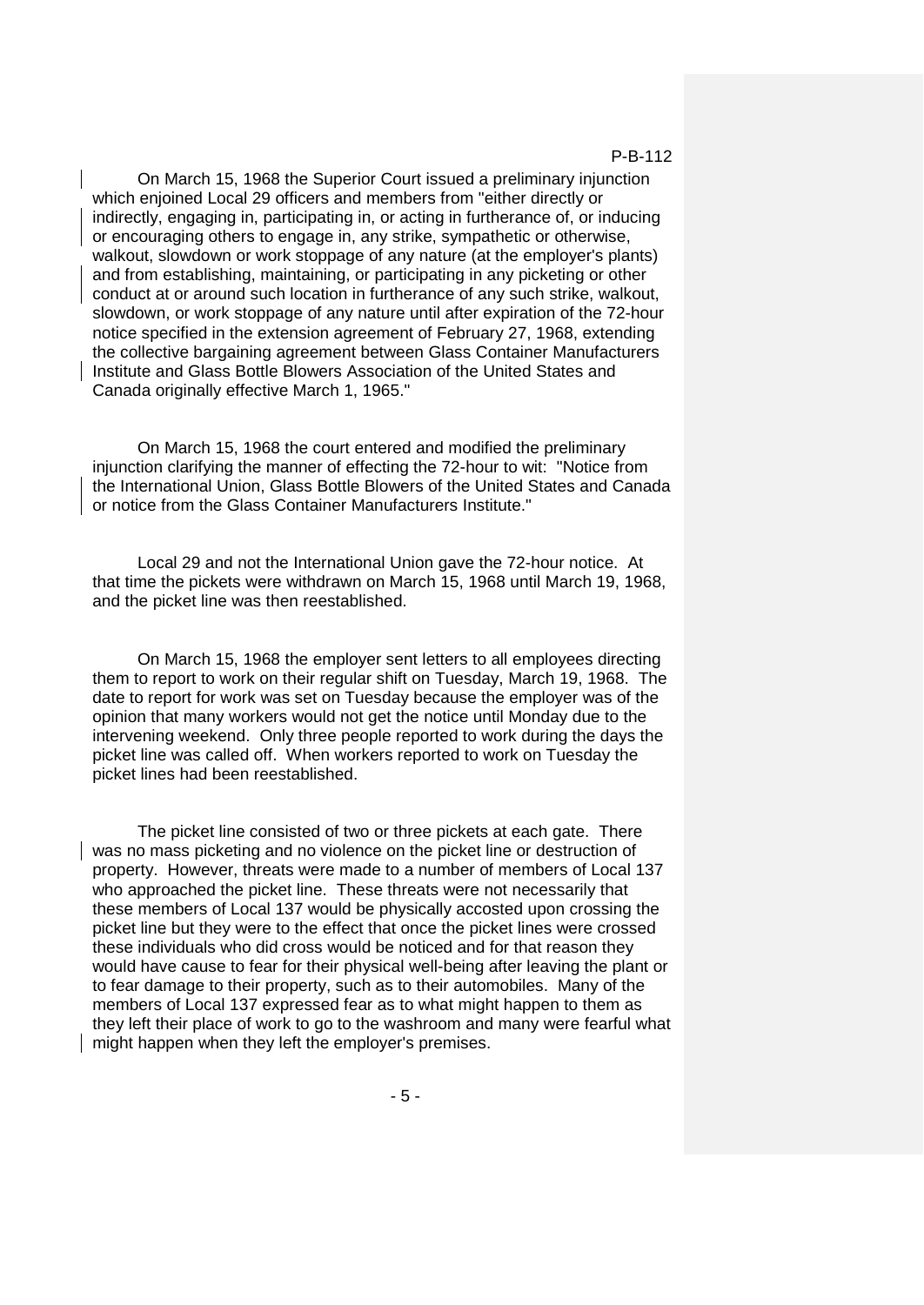On March 15, 1968 the Superior Court issued a preliminary injunction which enjoined Local 29 officers and members from "either directly or indirectly, engaging in, participating in, or acting in furtherance of, or inducing or encouraging others to engage in, any strike, sympathetic or otherwise, walkout, slowdown or work stoppage of any nature (at the employer's plants) and from establishing, maintaining, or participating in any picketing or other conduct at or around such location in furtherance of any such strike, walkout, slowdown, or work stoppage of any nature until after expiration of the 72-hour notice specified in the extension agreement of February 27, 1968, extending the collective bargaining agreement between Glass Container Manufacturers Institute and Glass Bottle Blowers Association of the United States and Canada originally effective March 1, 1965."

On March 15, 1968 the court entered and modified the preliminary injunction clarifying the manner of effecting the 72-hour to wit: "Notice from the International Union, Glass Bottle Blowers of the United States and Canada or notice from the Glass Container Manufacturers Institute."

Local 29 and not the International Union gave the 72-hour notice. At that time the pickets were withdrawn on March 15, 1968 until March 19, 1968, and the picket line was then reestablished.

On March 15, 1968 the employer sent letters to all employees directing them to report to work on their regular shift on Tuesday, March 19, 1968. The date to report for work was set on Tuesday because the employer was of the opinion that many workers would not get the notice until Monday due to the intervening weekend. Only three people reported to work during the days the picket line was called off. When workers reported to work on Tuesday the picket lines had been reestablished.

The picket line consisted of two or three pickets at each gate. There was no mass picketing and no violence on the picket line or destruction of property. However, threats were made to a number of members of Local 137 who approached the picket line. These threats were not necessarily that these members of Local 137 would be physically accosted upon crossing the picket line but they were to the effect that once the picket lines were crossed these individuals who did cross would be noticed and for that reason they would have cause to fear for their physical well-being after leaving the plant or to fear damage to their property, such as to their automobiles. Many of the members of Local 137 expressed fear as to what might happen to them as they left their place of work to go to the washroom and many were fearful what might happen when they left the employer's premises.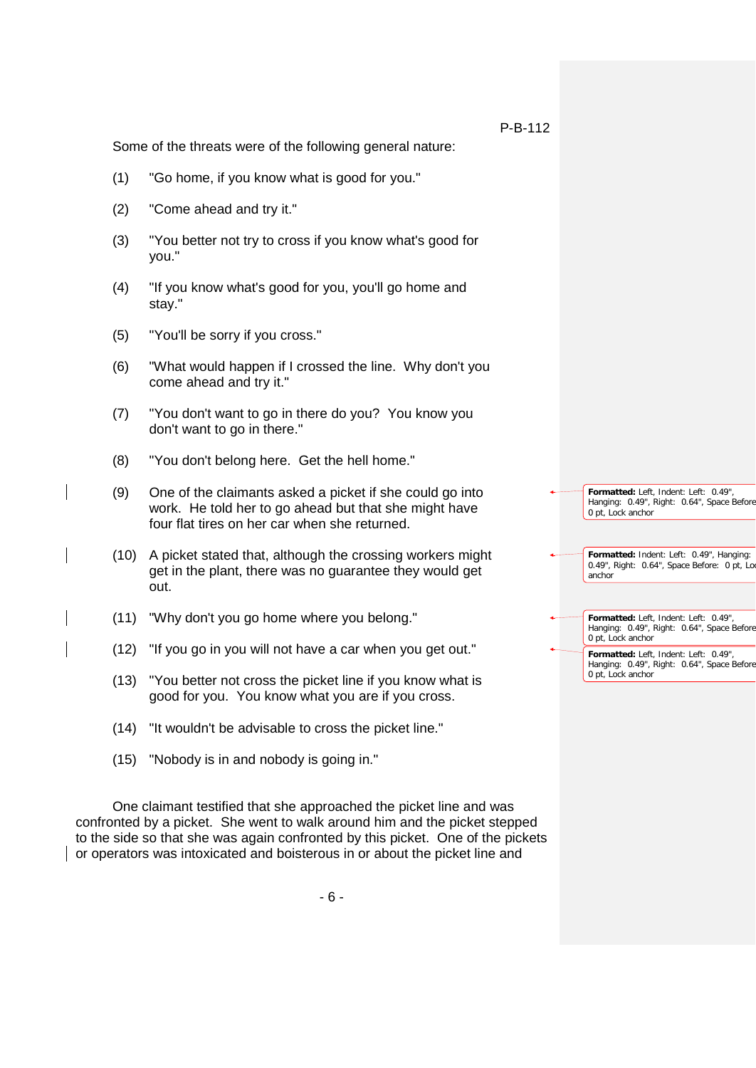Some of the threats were of the following general nature:

(1) "Go home, if you know what is good for you."

(2) "Come ahead and try it."

(3) "You better not try to cross if you know what's good for you."

(4) "If you know what's good for you, you'll go home and stay."

(5) "You'll be sorry if you cross."

(6) "What would happen if I crossed the line. Why don't you come ahead and try it."

(7) "You don't want to go in there do you? You know you don't want to go in there."

(8) "You don't belong here. Get the hell home."

(9) One of the claimants asked a picket if she could go into work. He told her to go ahead but that she might have four flat tires on her car when she returned.

(10) A picket stated that, although the crossing workers might get in the plant, there was no guarantee they would get out.

(11) "Why don't you go home where you belong."

(12) "If you go in you will not have a car when you get out."

(13) "You better not cross the picket line if you know what is good for you. You know what you are if you cross.

(14) "It wouldn't be advisable to cross the picket line."

(15) "Nobody is in and nobody is going in."

One claimant testified that she approached the picket line and was confronted by a picket. She went to walk around him and the picket stepped to the side so that she was again confronted by this picket. One of the pickets or operators was intoxicated and boisterous in or about the picket line and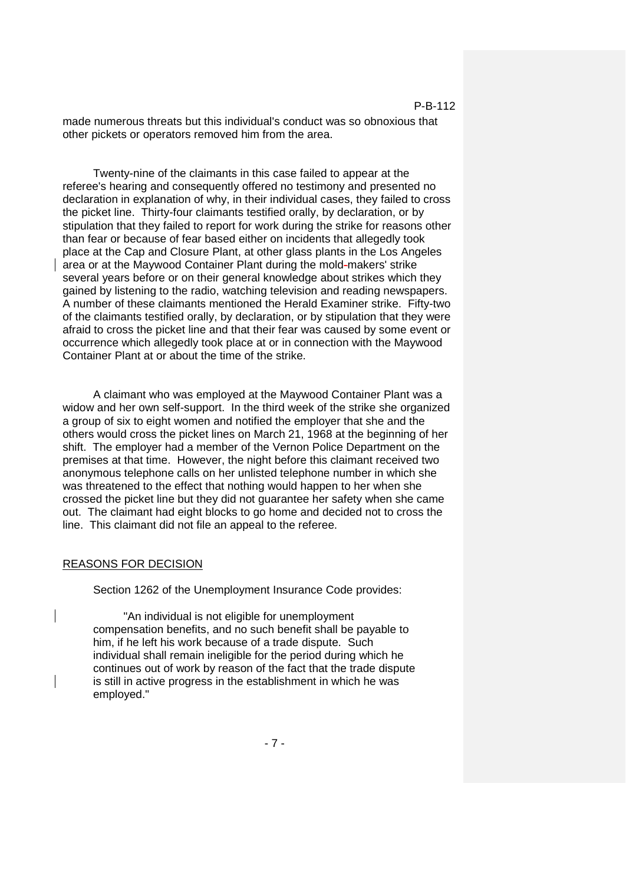made numerous threats but this individual's conduct was so obnoxious that other pickets or operators removed him from the area.

Twenty-nine of the claimants in this case failed to appear at the referee's hearing and consequently offered no testimony and presented no declaration in explanation of why, in their individual cases, they failed to cross the picket line. Thirty-four claimants testified orally, by declaration, or by stipulation that they failed to report for work during the strike for reasons other than fear or because of fear based either on incidents that allegedly took place at the Cap and Closure Plant, at other glass plants in the Los Angeles area or at the Maywood Container Plant during the mold-makers' strike several years before or on their general knowledge about strikes which they gained by listening to the radio, watching television and reading newspapers. A number of these claimants mentioned the Herald Examiner strike. Fifty-two of the claimants testified orally, by declaration, or by stipulation that they were afraid to cross the picket line and that their fear was caused by some event or occurrence which allegedly took place at or in connection with the Maywood Container Plant at or about the time of the strike.

A claimant who was employed at the Maywood Container Plant was a widow and her own self-support. In the third week of the strike she organized a group of six to eight women and notified the employer that she and the others would cross the picket lines on March 21, 1968 at the beginning of her shift. The employer had a member of the Vernon Police Department on the premises at that time. However, the night before this claimant received two anonymous telephone calls on her unlisted telephone number in which she was threatened to the effect that nothing would happen to her when she crossed the picket line but they did not guarantee her safety when she came out. The claimant had eight blocks to go home and decided not to cross the line. This claimant did not file an appeal to the referee.

## REASONS FOR DECISION

Section 1262 of the Unemployment Insurance Code provides:

> "An individual is not eligible for unemployment compensation benefits, and no such benefit shall be payable to him, if he left his work because of a trade dispute. Such individual shall remain ineligible for the period during which he continues out of work by reason of the fact that the trade dispute is still in active progress in the establishment in which he was employed."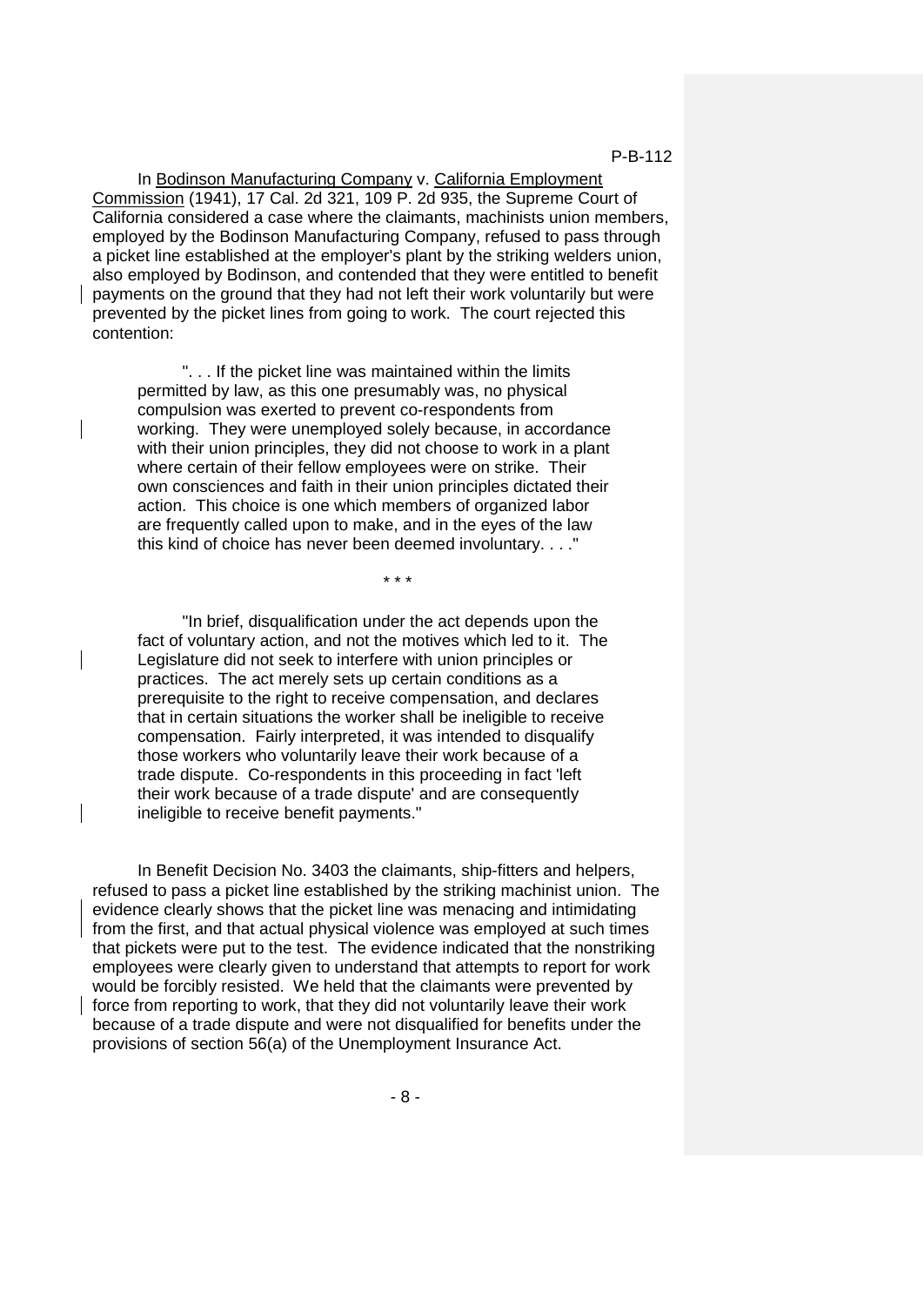In Bodinson Manufacturing Company v. California Employment Commission (1941), 17 Cal. 2d 321, 109 P. 2d 935, the Supreme Court of California considered a case where the claimants, machinists union members, employed by the Bodinson Manufacturing Company, refused to pass through a picket line established at the employer's plant by the striking welders union, also employed by Bodinson, and contended that they were entitled to benefit payments on the ground that they had not left their work voluntarily but were prevented by the picket lines from going to work. The court rejected this contention:

> ". . . If the picket line was maintained within the limits permitted by law, as this one presumably was, no physical compulsion was exerted to prevent co-respondents from working. They were unemployed solely because, in accordance with their union principles, they did not choose to work in a plant where certain of their fellow employees were on strike. Their own consciences and faith in their union principles dictated their action. This choice is one which members of organized labor are frequently called upon to make, and in the eyes of the law this kind of choice has never been deemed involuntary. . . ."
>
> \* \* \*
>
> "In brief, disqualification under the act depends upon the fact of voluntary action, and not the motives which led to it. The Legislature did not seek to interfere with union principles or practices. The act merely sets up certain conditions as a prerequisite to the right to receive compensation, and declares that in certain situations the worker shall be ineligible to receive compensation. Fairly interpreted, it was intended to disqualify those workers who voluntarily leave their work because of a trade dispute. Co-respondents in this proceeding in fact 'left their work because of a trade dispute' and are consequently ineligible to receive benefit payments."

In Benefit Decision No. 3403 the claimants, ship-fitters and helpers, refused to pass a picket line established by the striking machinist union. The evidence clearly shows that the picket line was menacing and intimidating from the first, and that actual physical violence was employed at such times that pickets were put to the test. The evidence indicated that the nonstriking employees were clearly given to understand that attempts to report for work would be forcibly resisted. We held that the claimants were prevented by force from reporting to work, that they did not voluntarily leave their work because of a trade dispute and were not disqualified for benefits under the provisions of section 56(a) of the Unemployment Insurance Act.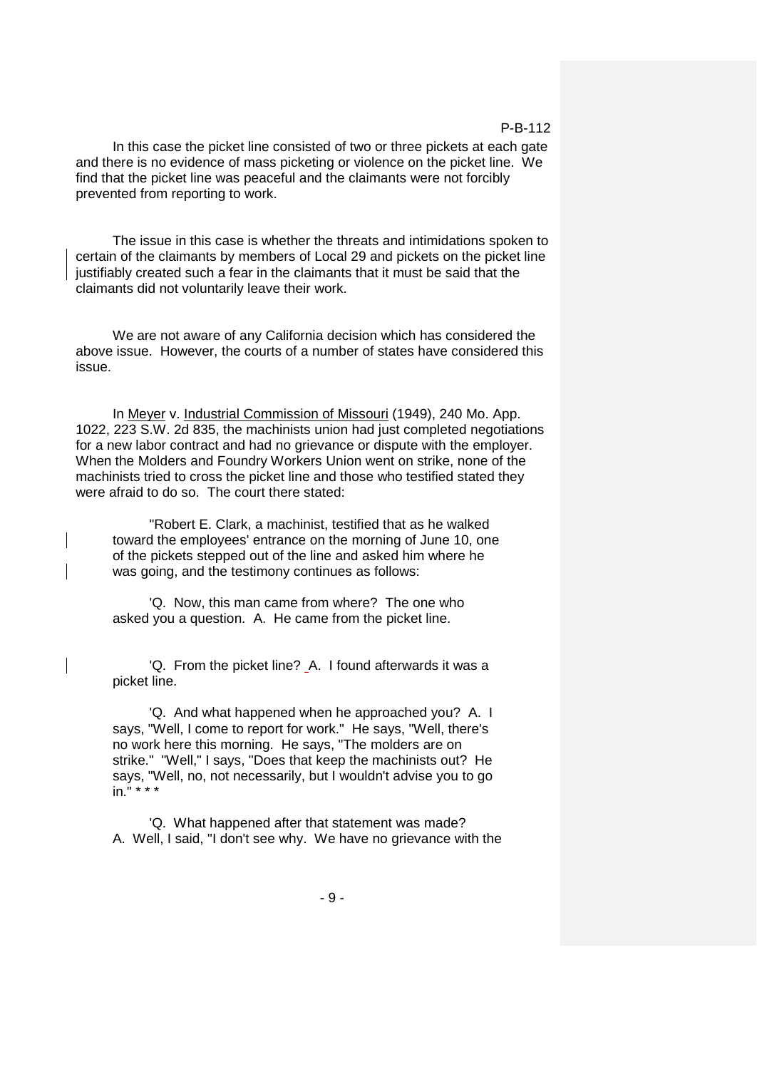In this case the picket line consisted of two or three pickets at each gate and there is no evidence of mass picketing or violence on the picket line. We find that the picket line was peaceful and the claimants were not forcibly prevented from reporting to work.

The issue in this case is whether the threats and intimidations spoken to certain of the claimants by members of Local 29 and pickets on the picket line justifiably created such a fear in the claimants that it must be said that the claimants did not voluntarily leave their work.

We are not aware of any California decision which has considered the above issue. However, the courts of a number of states have considered this issue.

In Meyer v. Industrial Commission of Missouri (1949), 240 Mo. App. 1022, 223 S.W. 2d 835, the machinists union had just completed negotiations for a new labor contract and had no grievance or dispute with the employer. When the Molders and Foundry Workers Union went on strike, none of the machinists tried to cross the picket line and those who testified stated they were afraid to do so. The court there stated:

> "Robert E. Clark, a machinist, testified that as he walked toward the employees' entrance on the morning of June 10, one of the pickets stepped out of the line and asked him where he was going, and the testimony continues as follows:
>
> 'Q. Now, this man came from where? The one who asked you a question. A. He came from the picket line.
>
> 'Q. From the picket line? A. I found afterwards it was a picket line.
>
> 'Q. And what happened when he approached you? A. I says, "Well, I come to report for work." He says, "Well, there's no work here this morning. He says, "The molders are on strike." "Well," I says, "Does that keep the machinists out? He says, "Well, no, not necessarily, but I wouldn't advise you to go in." * * *
>
> 'Q. What happened after that statement was made? A. Well, I said, "I don't see why. We have no grievance with the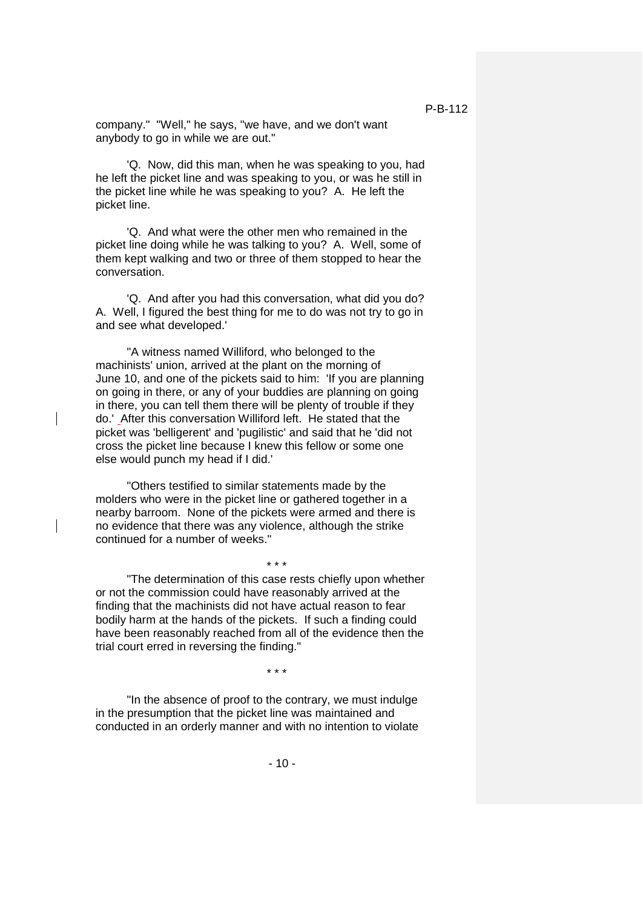company." "Well," he says, "we have, and we don't want anybody to go in while we are out."

'Q. Now, did this man, when he was speaking to you, had he left the picket line and was speaking to you, or was he still in the picket line while he was speaking to you? A. He left the picket line.

'Q. And what were the other men who remained in the picket line doing while he was talking to you? A. Well, some of them kept walking and two or three of them stopped to hear the conversation.

'Q. And after you had this conversation, what did you do? A. Well, I figured the best thing for me to do was not try to go in and see what developed.'

"A witness named Williford, who belonged to the machinists' union, arrived at the plant on the morning of June 10, and one of the pickets said to him: 'If you are planning on going in there, or any of your buddies are planning on going in there, you can tell them there will be plenty of trouble if they do.' After this conversation Williford left. He stated that the picket was 'belligerent' and 'pugilistic' and said that he 'did not cross the picket line because I knew this fellow or some one else would punch my head if I did.'

"Others testified to similar statements made by the molders who were in the picket line or gathered together in a nearby barroom. None of the pickets were armed and there is no evidence that there was any violence, although the strike continued for a number of weeks."

\* \* \*

"The determination of this case rests chiefly upon whether or not the commission could have reasonably arrived at the finding that the machinists did not have actual reason to fear bodily harm at the hands of the pickets. If such a finding could have been reasonably reached from all of the evidence then the trial court erred in reversing the finding."

\* \* \*

"In the absence of proof to the contrary, we must indulge in the presumption that the picket line was maintained and conducted in an orderly manner and with no intention to violate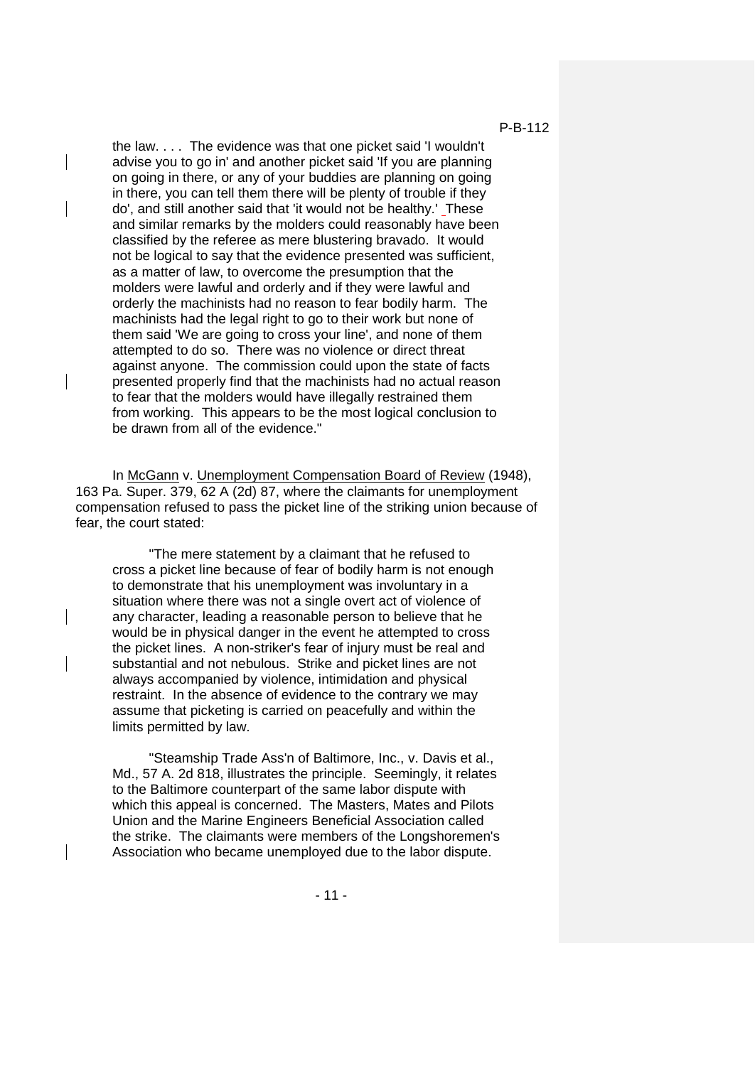> the law. . . . The evidence was that one picket said 'I wouldn't advise you to go in' and another picket said 'If you are planning on going in there, or any of your buddies are planning on going in there, you can tell them there will be plenty of trouble if they do', and still another said that 'it would not be healthy.' These and similar remarks by the molders could reasonably have been classified by the referee as mere blustering bravado. It would not be logical to say that the evidence presented was sufficient, as a matter of law, to overcome the presumption that the molders were lawful and orderly and if they were lawful and orderly the machinists had no reason to fear bodily harm. The machinists had the legal right to go to their work but none of them said 'We are going to cross your line', and none of them attempted to do so. There was no violence or direct threat against anyone. The commission could upon the state of facts presented properly find that the machinists had no actual reason to fear that the molders would have illegally restrained them from working. This appears to be the most logical conclusion to be drawn from all of the evidence."

In <u>McGann</u> v. <u>Unemployment Compensation Board of Review</u> (1948), 163 Pa. Super. 379, 62 A (2d) 87, where the claimants for unemployment compensation refused to pass the picket line of the striking union because of fear, the court stated:

> "The mere statement by a claimant that he refused to cross a picket line because of fear of bodily harm is not enough to demonstrate that his unemployment was involuntary in a situation where there was not a single overt act of violence of any character, leading a reasonable person to believe that he would be in physical danger in the event he attempted to cross the picket lines. A non-striker's fear of injury must be real and substantial and not nebulous. Strike and picket lines are not always accompanied by violence, intimidation and physical restraint. In the absence of evidence to the contrary we may assume that picketing is carried on peacefully and within the limits permitted by law.
>
> "Steamship Trade Ass'n of Baltimore, Inc., v. Davis et al., Md., 57 A. 2d 818, illustrates the principle. Seemingly, it relates to the Baltimore counterpart of the same labor dispute with which this appeal is concerned. The Masters, Mates and Pilots Union and the Marine Engineers Beneficial Association called the strike. The claimants were members of the Longshoremen's Association who became unemployed due to the labor dispute.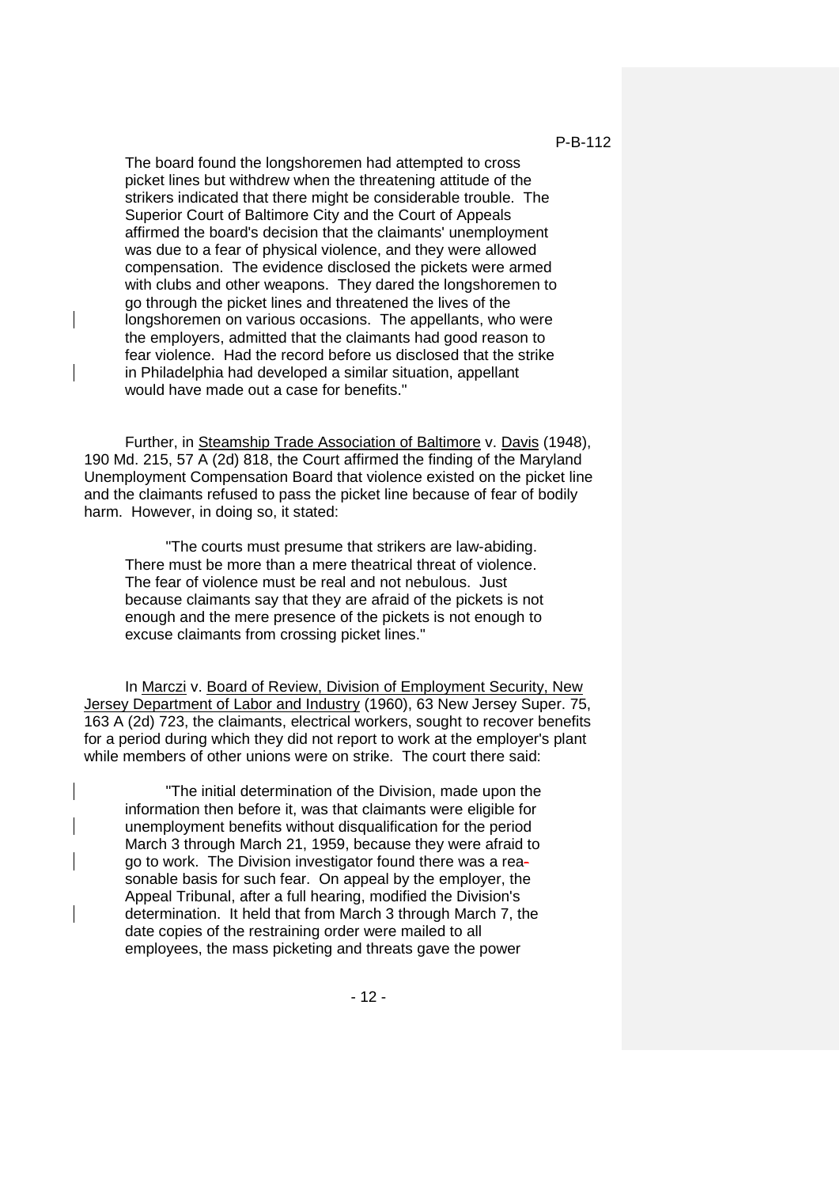> The board found the longshoremen had attempted to cross picket lines but withdrew when the threatening attitude of the strikers indicated that there might be considerable trouble. The Superior Court of Baltimore City and the Court of Appeals affirmed the board's decision that the claimants' unemployment was due to a fear of physical violence, and they were allowed compensation. The evidence disclosed the pickets were armed with clubs and other weapons. They dared the longshoremen to go through the picket lines and threatened the lives of the longshoremen on various occasions. The appellants, who were the employers, admitted that the claimants had good reason to fear violence. Had the record before us disclosed that the strike in Philadelphia had developed a similar situation, appellant would have made out a case for benefits."

Further, in <u>Steamship Trade Association of Baltimore</u> v. <u>Davis</u> (1948), 190 Md. 215, 57 A (2d) 818, the Court affirmed the finding of the Maryland Unemployment Compensation Board that violence existed on the picket line and the claimants refused to pass the picket line because of fear of bodily harm. However, in doing so, it stated:

> "The courts must presume that strikers are law-abiding. There must be more than a mere theatrical threat of violence. The fear of violence must be real and not nebulous. Just because claimants say that they are afraid of the pickets is not enough and the mere presence of the pickets is not enough to excuse claimants from crossing picket lines."

In <u>Marczi</u> v. <u>Board of Review, Division of Employment Security, New Jersey Department of Labor and Industry</u> (1960), 63 New Jersey Super. 75, 163 A (2d) 723, the claimants, electrical workers, sought to recover benefits for a period during which they did not report to work at the employer's plant while members of other unions were on strike. The court there said:

> "The initial determination of the Division, made upon the information then before it, was that claimants were eligible for unemployment benefits without disqualification for the period March 3 through March 21, 1959, because they were afraid to go to work. The Division investigator found there was a reasonable basis for such fear. On appeal by the employer, the Appeal Tribunal, after a full hearing, modified the Division's determination. It held that from March 3 through March 7, the date copies of the restraining order were mailed to all employees, the mass picketing and threats gave the power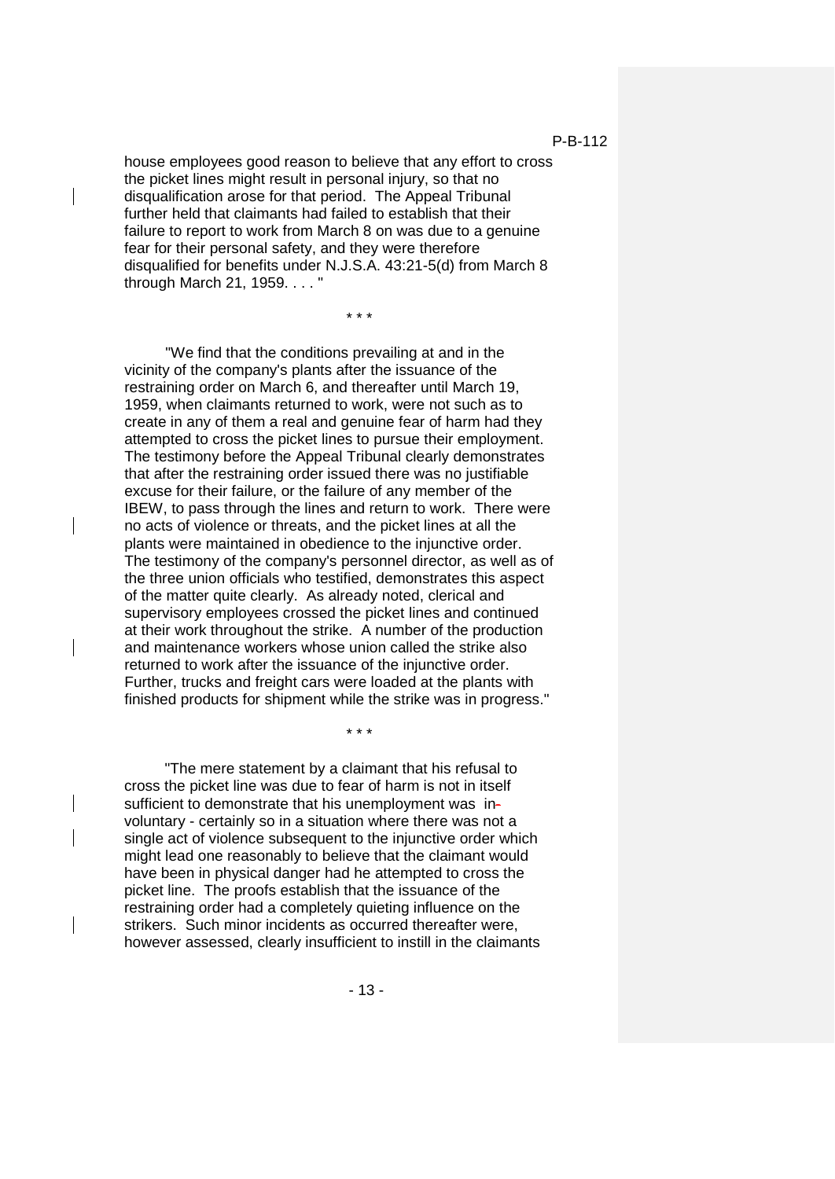house employees good reason to believe that any effort to cross the picket lines might result in personal injury, so that no disqualification arose for that period. The Appeal Tribunal further held that claimants had failed to establish that their failure to report to work from March 8 on was due to a genuine fear for their personal safety, and they were therefore disqualified for benefits under N.J.S.A. 43:21-5(d) from March 8 through March 21, 1959. . . . "

\* \* \*

"We find that the conditions prevailing at and in the vicinity of the company's plants after the issuance of the restraining order on March 6, and thereafter until March 19, 1959, when claimants returned to work, were not such as to create in any of them a real and genuine fear of harm had they attempted to cross the picket lines to pursue their employment. The testimony before the Appeal Tribunal clearly demonstrates that after the restraining order issued there was no justifiable excuse for their failure, or the failure of any member of the IBEW, to pass through the lines and return to work. There were no acts of violence or threats, and the picket lines at all the plants were maintained in obedience to the injunctive order. The testimony of the company's personnel director, as well as of the three union officials who testified, demonstrates this aspect of the matter quite clearly. As already noted, clerical and supervisory employees crossed the picket lines and continued at their work throughout the strike. A number of the production and maintenance workers whose union called the strike also returned to work after the issuance of the injunctive order. Further, trucks and freight cars were loaded at the plants with finished products for shipment while the strike was in progress."

\* \* \*

"The mere statement by a claimant that his refusal to cross the picket line was due to fear of harm is not in itself sufficient to demonstrate that his unemployment was involuntary - certainly so in a situation where there was not a single act of violence subsequent to the injunctive order which might lead one reasonably to believe that the claimant would have been in physical danger had he attempted to cross the picket line. The proofs establish that the issuance of the restraining order had a completely quieting influence on the strikers. Such minor incidents as occurred thereafter were, however assessed, clearly insufficient to instill in the claimants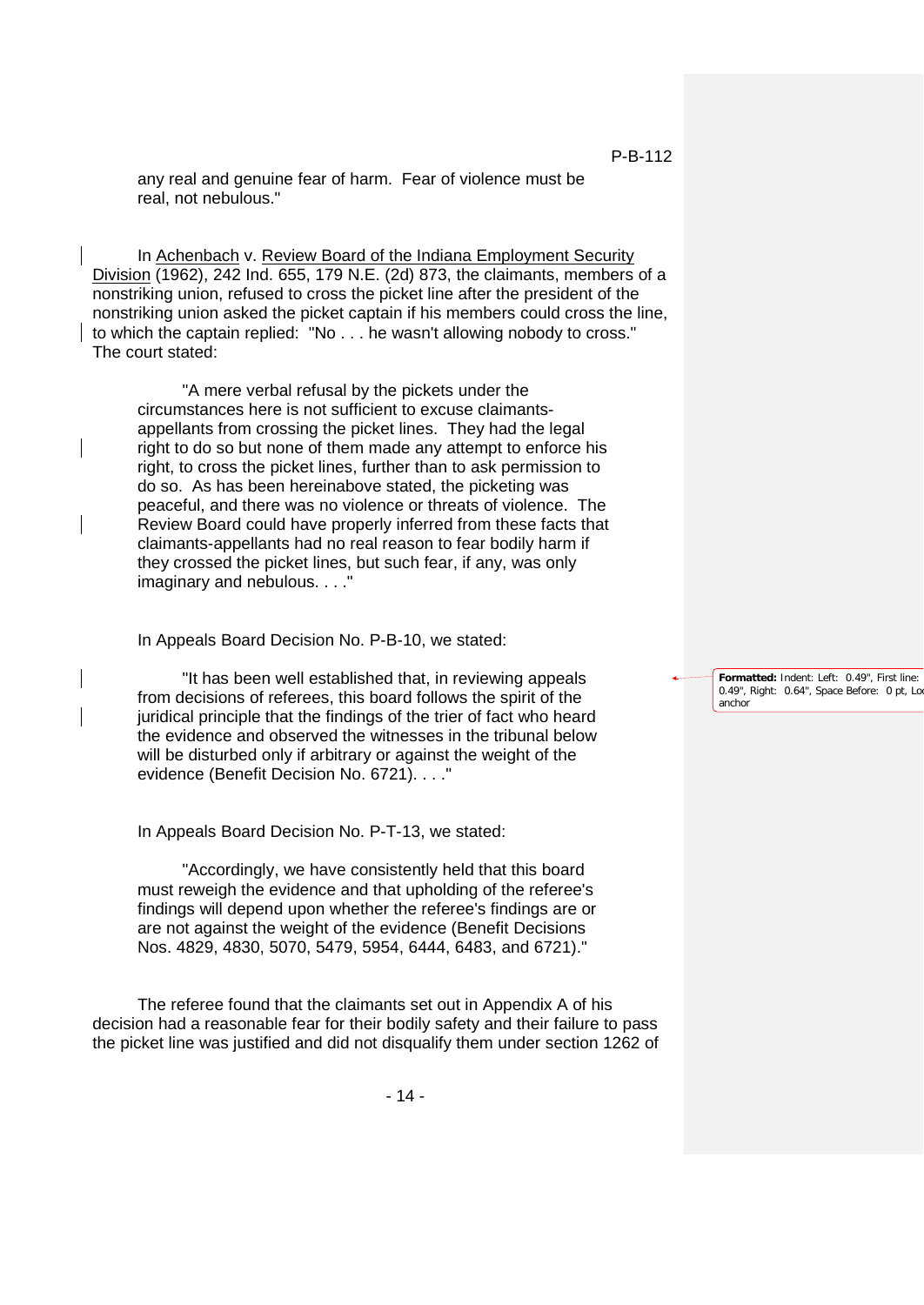any real and genuine fear of harm. Fear of violence must be real, not nebulous."

In Achenbach v. Review Board of the Indiana Employment Security Division (1962), 242 Ind. 655, 179 N.E. (2d) 873, the claimants, members of a nonstriking union, refused to cross the picket line after the president of the nonstriking union asked the picket captain if his members could cross the line, to which the captain replied: "No . . . he wasn't allowing nobody to cross." The court stated:

> "A mere verbal refusal by the pickets under the circumstances here is not sufficient to excuse claimants-appellants from crossing the picket lines. They had the legal right to do so but none of them made any attempt to enforce his right, to cross the picket lines, further than to ask permission to do so. As has been hereinabove stated, the picketing was peaceful, and there was no violence or threats of violence. The Review Board could have properly inferred from these facts that claimants-appellants had no real reason to fear bodily harm if they crossed the picket lines, but such fear, if any, was only imaginary and nebulous. . . ."

In Appeals Board Decision No. P-B-10, we stated:

> "It has been well established that, in reviewing appeals from decisions of referees, this board follows the spirit of the juridical principle that the findings of the trier of fact who heard the evidence and observed the witnesses in the tribunal below will be disturbed only if arbitrary or against the weight of the evidence (Benefit Decision No. 6721). . . ."

In Appeals Board Decision No. P-T-13, we stated:

> "Accordingly, we have consistently held that this board must reweigh the evidence and that upholding of the referee's findings will depend upon whether the referee's findings are or are not against the weight of the evidence (Benefit Decisions Nos. 4829, 4830, 5070, 5479, 5954, 6444, 6483, and 6721)."

The referee found that the claimants set out in Appendix A of his decision had a reasonable fear for their bodily safety and their failure to pass the picket line was justified and did not disqualify them under section 1262 of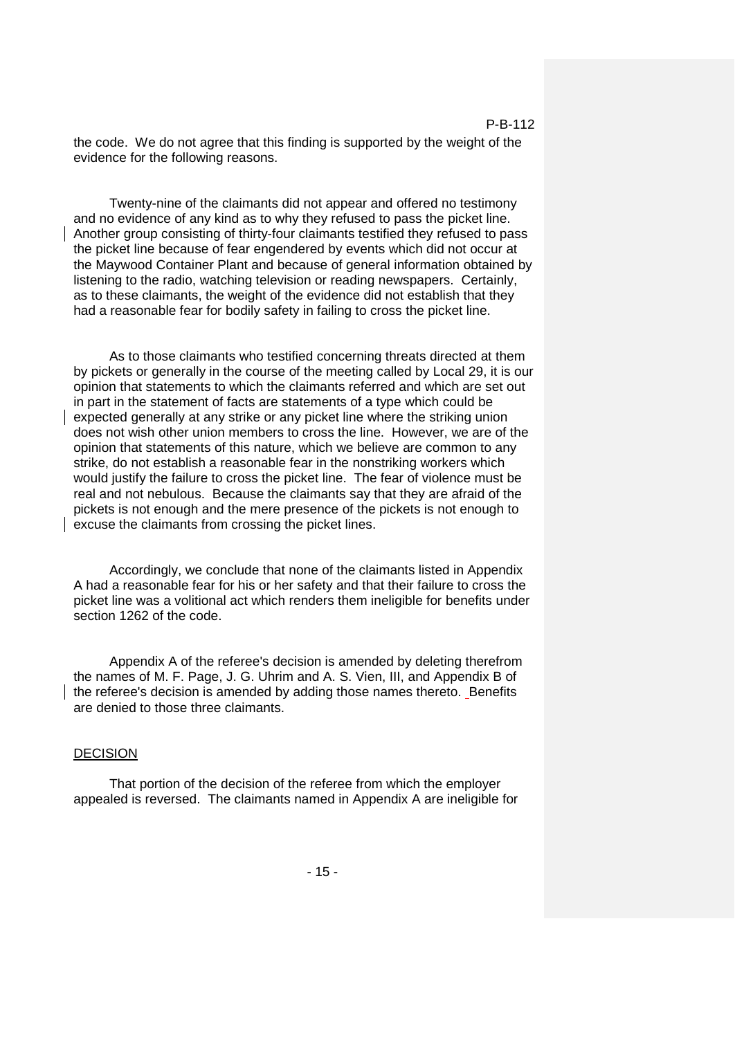the code. We do not agree that this finding is supported by the weight of the evidence for the following reasons.

Twenty-nine of the claimants did not appear and offered no testimony and no evidence of any kind as to why they refused to pass the picket line. Another group consisting of thirty-four claimants testified they refused to pass the picket line because of fear engendered by events which did not occur at the Maywood Container Plant and because of general information obtained by listening to the radio, watching television or reading newspapers. Certainly, as to these claimants, the weight of the evidence did not establish that they had a reasonable fear for bodily safety in failing to cross the picket line.

As to those claimants who testified concerning threats directed at them by pickets or generally in the course of the meeting called by Local 29, it is our opinion that statements to which the claimants referred and which are set out in part in the statement of facts are statements of a type which could be expected generally at any strike or any picket line where the striking union does not wish other union members to cross the line. However, we are of the opinion that statements of this nature, which we believe are common to any strike, do not establish a reasonable fear in the nonstriking workers which would justify the failure to cross the picket line. The fear of violence must be real and not nebulous. Because the claimants say that they are afraid of the pickets is not enough and the mere presence of the pickets is not enough to excuse the claimants from crossing the picket lines.

Accordingly, we conclude that none of the claimants listed in Appendix A had a reasonable fear for his or her safety and that their failure to cross the picket line was a volitional act which renders them ineligible for benefits under section 1262 of the code.

Appendix A of the referee's decision is amended by deleting therefrom the names of M. F. Page, J. G. Uhrim and A. S. Vien, III, and Appendix B of the referee's decision is amended by adding those names thereto. Benefits are denied to those three claimants.

DECISION

That portion of the decision of the referee from which the employer appealed is reversed. The claimants named in Appendix A are ineligible for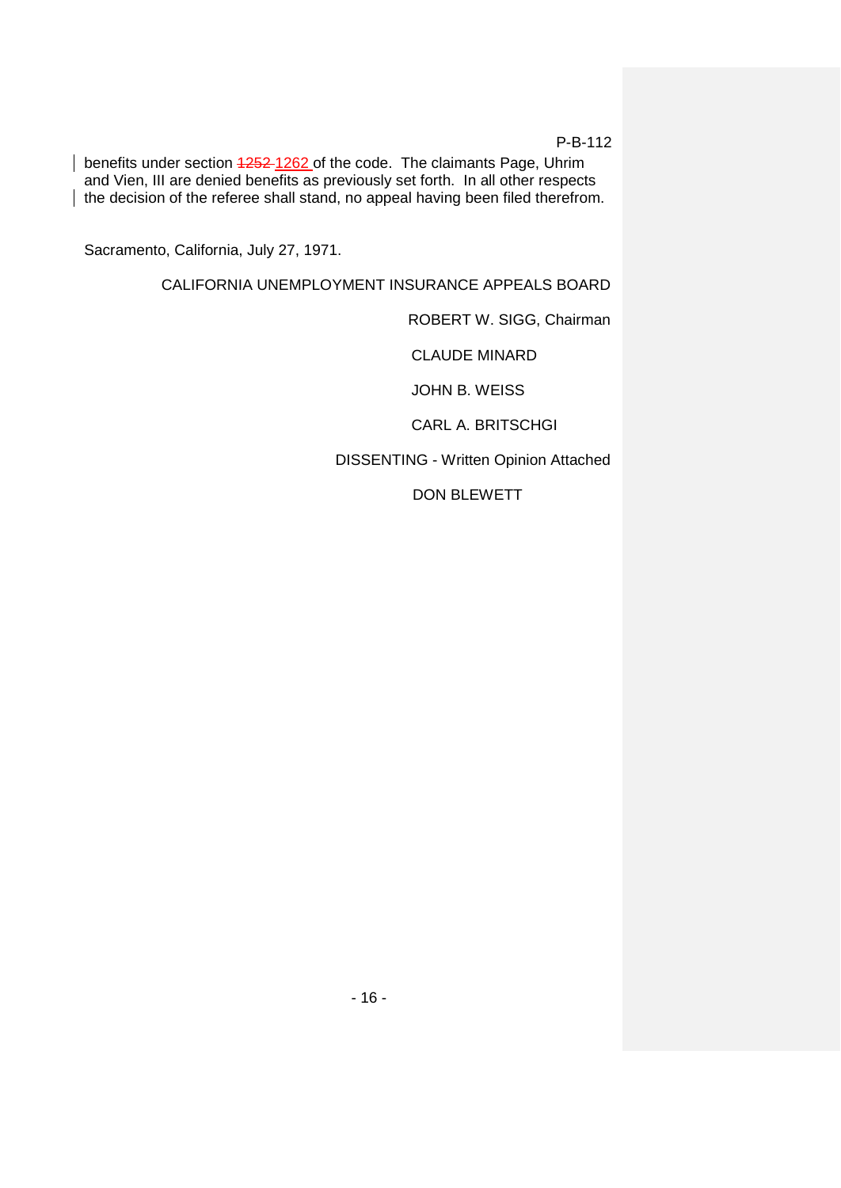benefits under section ~~1252~~ 1262 of the code. The claimants Page, Uhrim and Vien, III are denied benefits as previously set forth. In all other respects the decision of the referee shall stand, no appeal having been filed therefrom.

Sacramento, California, July 27, 1971.

CALIFORNIA UNEMPLOYMENT INSURANCE APPEALS BOARD

ROBERT W. SIGG, Chairman

CLAUDE MINARD

JOHN B. WEISS

CARL A. BRITSCHGI

DISSENTING - Written Opinion Attached

DON BLEWETT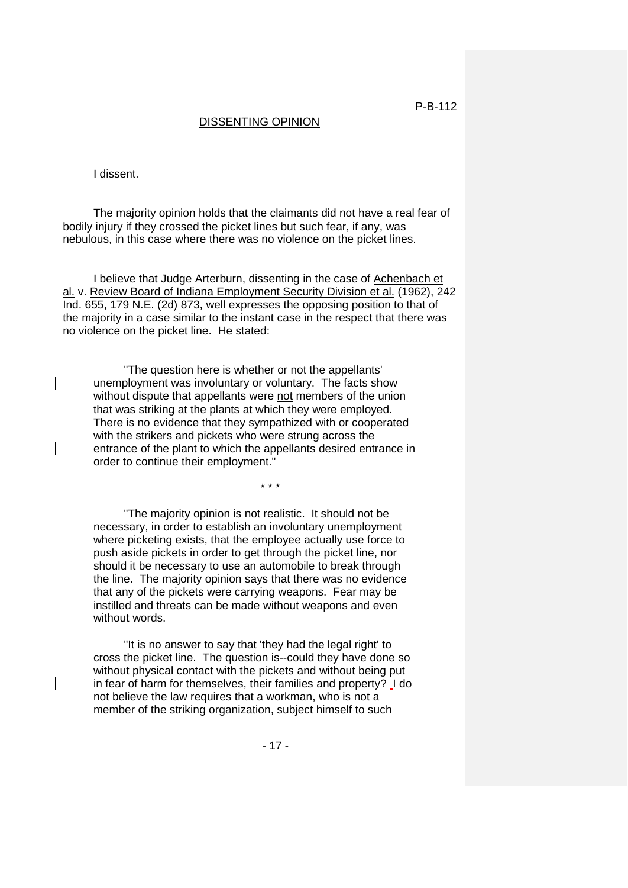## DISSENTING OPINION

I dissent.

The majority opinion holds that the claimants did not have a real fear of bodily injury if they crossed the picket lines but such fear, if any, was nebulous, in this case where there was no violence on the picket lines.

I believe that Judge Arterburn, dissenting in the case of Achenbach et al. v. Review Board of Indiana Employment Security Division et al. (1962), 242 Ind. 655, 179 N.E. (2d) 873, well expresses the opposing position to that of the majority in a case similar to the instant case in the respect that there was no violence on the picket line. He stated:

> "The question here is whether or not the appellants' unemployment was involuntary or voluntary. The facts show without dispute that appellants were not members of the union that was striking at the plants at which they were employed. There is no evidence that they sympathized with or cooperated with the strikers and pickets who were strung across the entrance of the plant to which the appellants desired entrance in order to continue their employment."
>
> \* \* \*
>
> "The majority opinion is not realistic. It should not be necessary, in order to establish an involuntary unemployment where picketing exists, that the employee actually use force to push aside pickets in order to get through the picket line, nor should it be necessary to use an automobile to break through the line. The majority opinion says that there was no evidence that any of the pickets were carrying weapons. Fear may be instilled and threats can be made without weapons and even without words.
>
> "It is no answer to say that 'they had the legal right' to cross the picket line. The question is--could they have done so without physical contact with the pickets and without being put in fear of harm for themselves, their families and property? I do not believe the law requires that a workman, who is not a member of the striking organization, subject himself to such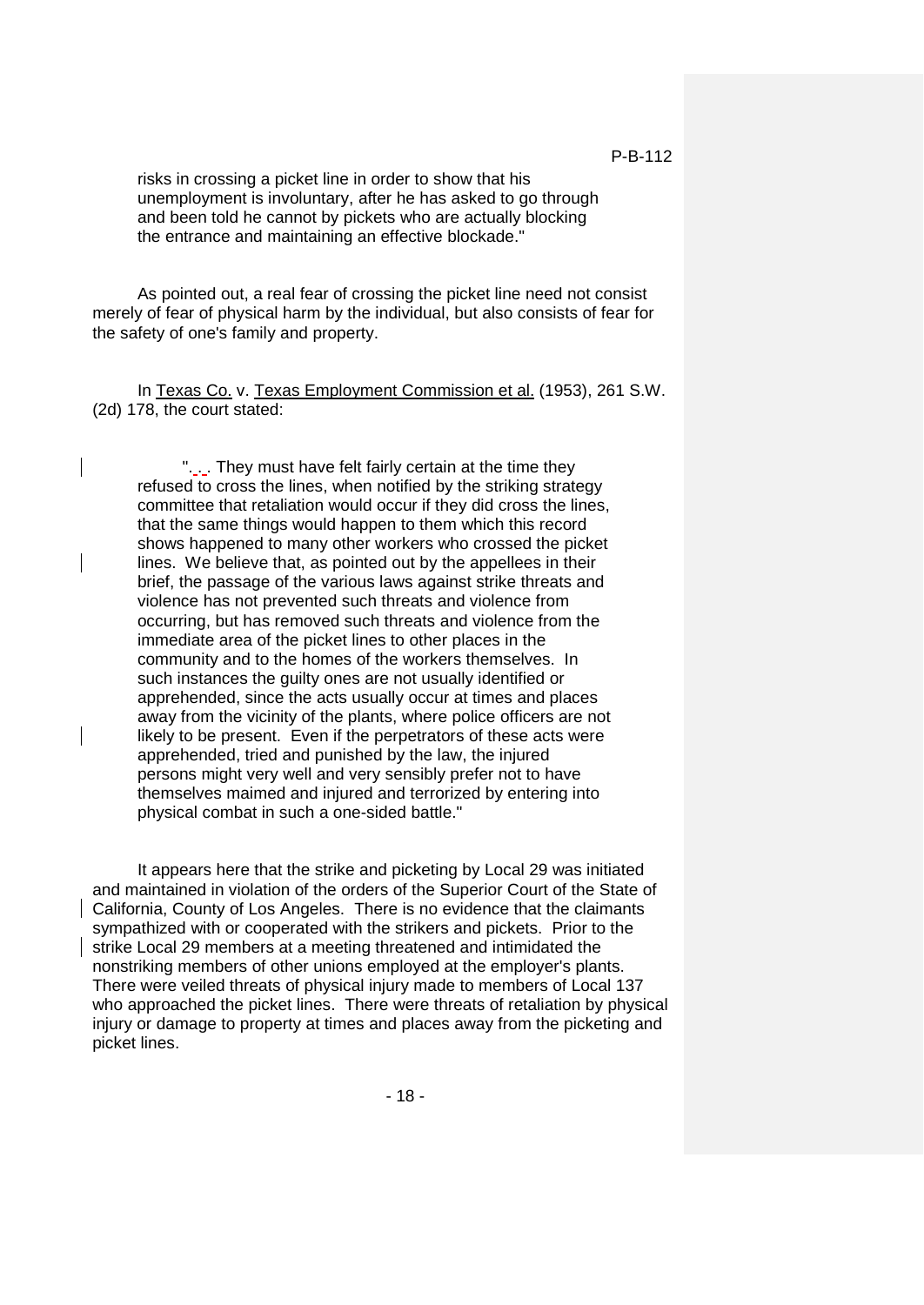risks in crossing a picket line in order to show that his unemployment is involuntary, after he has asked to go through and been told he cannot by pickets who are actually blocking the entrance and maintaining an effective blockade."

As pointed out, a real fear of crossing the picket line need not consist merely of fear of physical harm by the individual, but also consists of fear for the safety of one's family and property.

In Texas Co. v. Texas Employment Commission et al. (1953), 261 S.W. (2d) 178, the court stated:

> ". . . They must have felt fairly certain at the time they refused to cross the lines, when notified by the striking strategy committee that retaliation would occur if they did cross the lines, that the same things would happen to them which this record shows happened to many other workers who crossed the picket lines. We believe that, as pointed out by the appellees in their brief, the passage of the various laws against strike threats and violence has not prevented such threats and violence from occurring, but has removed such threats and violence from the immediate area of the picket lines to other places in the community and to the homes of the workers themselves. In such instances the guilty ones are not usually identified or apprehended, since the acts usually occur at times and places away from the vicinity of the plants, where police officers are not likely to be present. Even if the perpetrators of these acts were apprehended, tried and punished by the law, the injured persons might very well and very sensibly prefer not to have themselves maimed and injured and terrorized by entering into physical combat in such a one-sided battle."

It appears here that the strike and picketing by Local 29 was initiated and maintained in violation of the orders of the Superior Court of the State of California, County of Los Angeles. There is no evidence that the claimants sympathized with or cooperated with the strikers and pickets. Prior to the strike Local 29 members at a meeting threatened and intimidated the nonstriking members of other unions employed at the employer's plants. There were veiled threats of physical injury made to members of Local 137 who approached the picket lines. There were threats of retaliation by physical injury or damage to property at times and places away from the picketing and picket lines.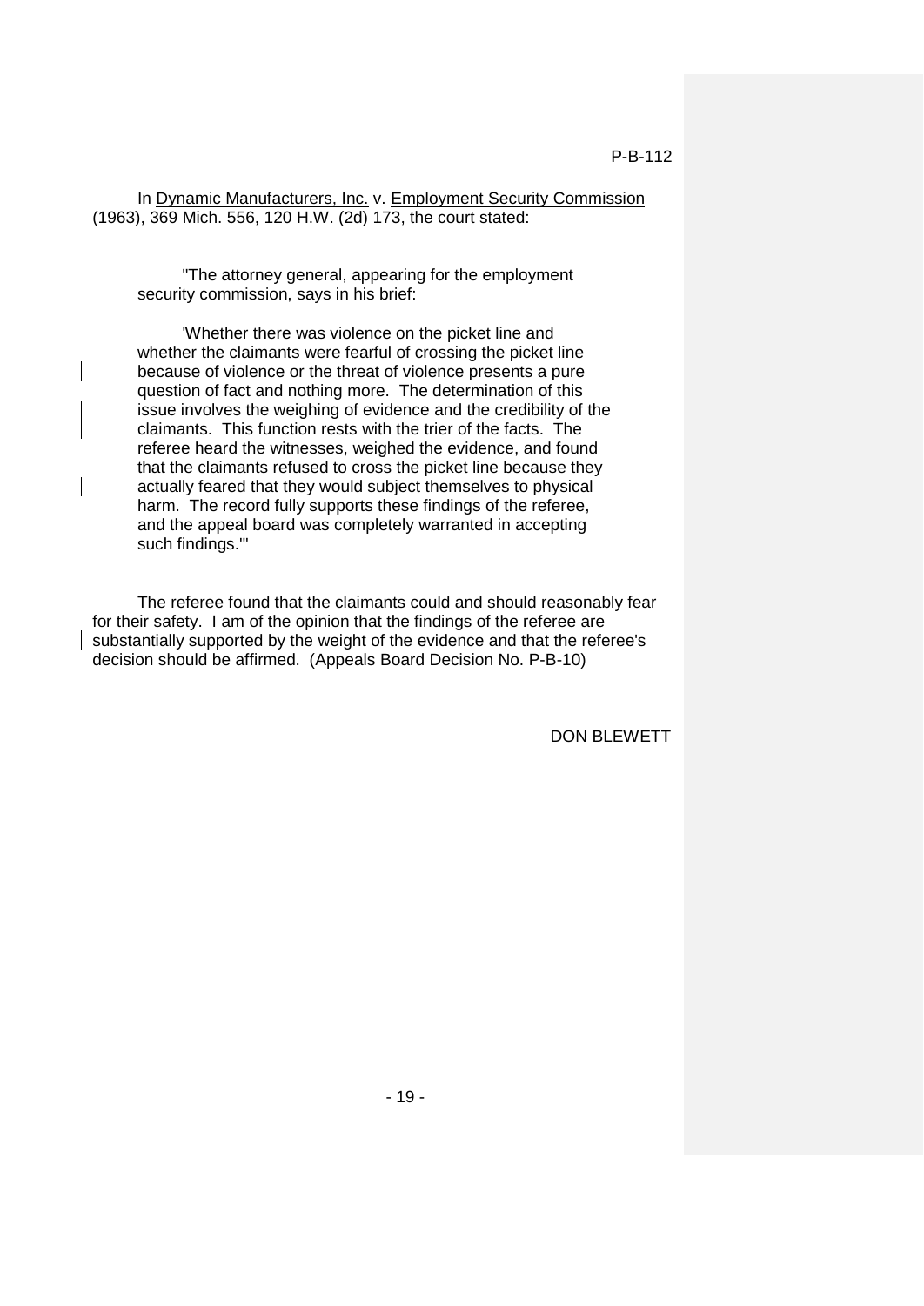In Dynamic Manufacturers, Inc. v. Employment Security Commission (1963), 369 Mich. 556, 120 H.W. (2d) 173, the court stated:

> "The attorney general, appearing for the employment security commission, says in his brief:
>
> 'Whether there was violence on the picket line and whether the claimants were fearful of crossing the picket line because of violence or the threat of violence presents a pure question of fact and nothing more. The determination of this issue involves the weighing of evidence and the credibility of the claimants. This function rests with the trier of the facts. The referee heard the witnesses, weighed the evidence, and found that the claimants refused to cross the picket line because they actually feared that they would subject themselves to physical harm. The record fully supports these findings of the referee, and the appeal board was completely warranted in accepting such findings.'"

The referee found that the claimants could and should reasonably fear for their safety. I am of the opinion that the findings of the referee are substantially supported by the weight of the evidence and that the referee's decision should be affirmed. (Appeals Board Decision No. P-B-10)

DON BLEWETT